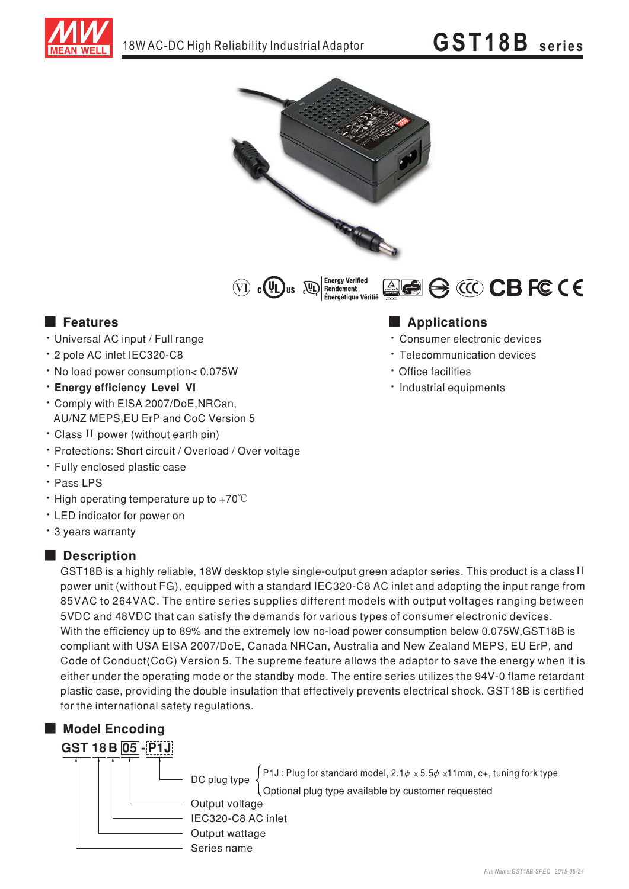# 18W AC-DC High Reliability Industrial Adaptor

# GST18B series

## Features

- Universal AC input / Full range
- 2 pole AC inlet IEC320-C8
- No load power consumption< 0.075W
- **Energy efficiency Level VI**
- Comply with EISA 2007/DoE,NRCan, AU/NZ MEPS,EU ErP and CoC Version 5
- Class II power (without earth pin)
- Protections: Short circuit / Overload / Over voltage
- Fully enclosed plastic case
- Pass LPS
- High operating temperature up to +70℃
- LED indicator for power on
- 3 years warranty

## Applications

- Consumer electronic devices
- Telecommunication devices
- Office facilities
- Industrial equipments

## Description

GST18B is a highly reliable, 18W desktop style single-output green adaptor series. This product is a class II power unit (without FG), equipped with a standard IEC320-C8 AC inlet and adopting the input range from 85VAC to 264VAC. The entire series supplies different models with output voltages ranging between 5VDC and 48VDC that can satisfy the demands for various types of consumer electronic devices. With the efficiency up to 89% and the extremely low no-load power consumption below 0.075W,GST18B is compliant with USA EISA 2007/DoE, Canada NRCan, Australia and New Zealand MEPS, EU ErP, and Code of Conduct(CoC) Version 5. The supreme feature allows the adaptor to save the energy when it is either under the operating mode or the standby mode. The entire series utilizes the 94V-0 flame retardant plastic case, providing the double insulation that effectively prevents electrical shock. GST18B is certified for the international safety regulations.

## Model Encoding

**GST 18 B 05 - P1J**

- GST: Series name
- 18: Output wattage
- B: IEC320-C8 AC inlet
- 05: Output voltage
- P1J: DC plug type
  - P1J : Plug for standard model, 2.1φ × 5.5φ ×11mm, c+, tuning fork type
  - Optional plug type available by customer requested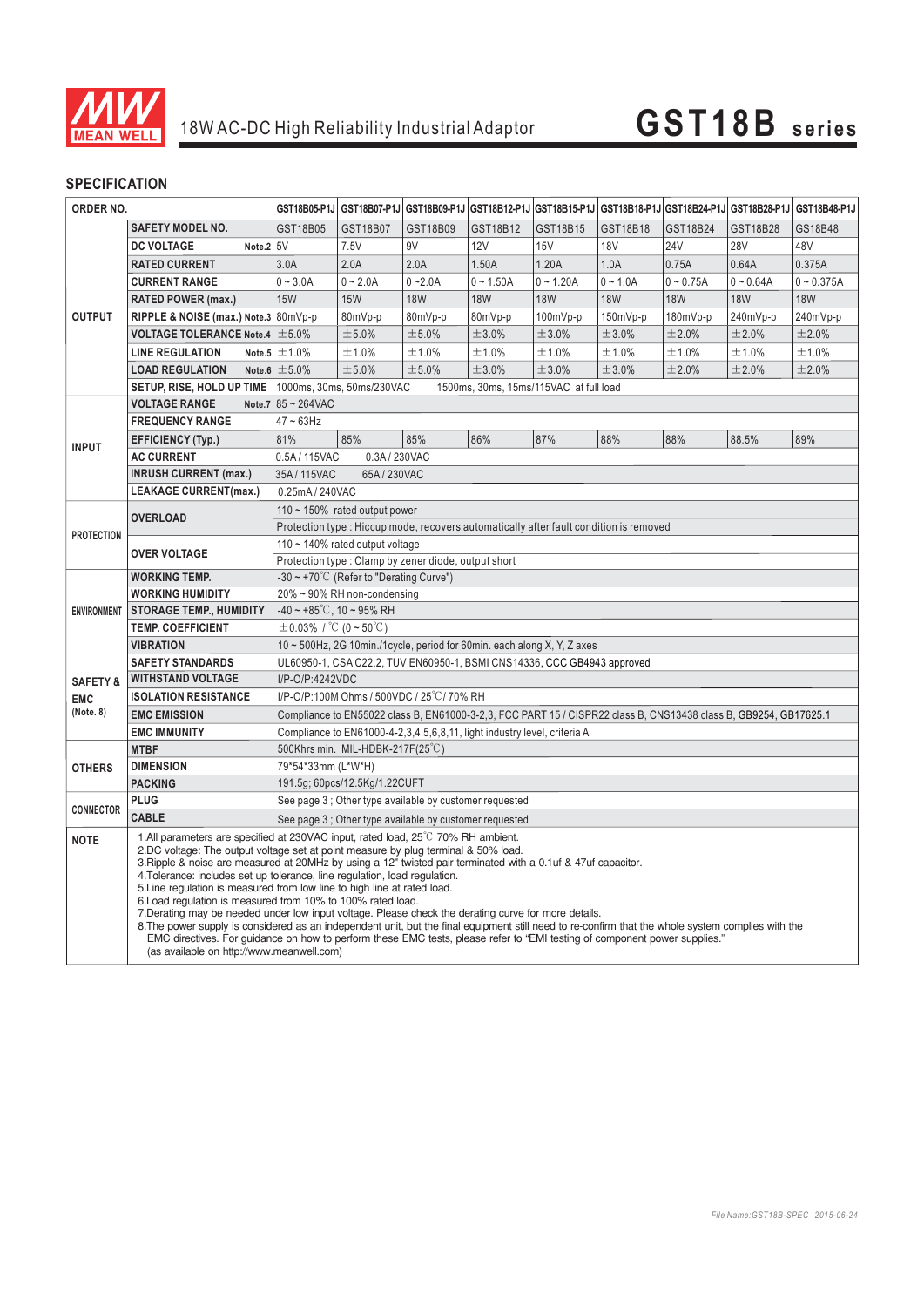# 18W AC-DC High Reliability Industrial Adaptor — GST18B series

## SPECIFICATION

| ORDER NO. | | GST18B05-P1J | GST18B07-P1J | GST18B09-P1J | GST18B12-P1J | GST18B15-P1J | GST18B18-P1J | GST18B24-P1J | GST18B28-P1J | GST18B48-P1J |
|---|---|---|---|---|---|---|---|---|---|---|
| OUTPUT | SAFETY MODEL NO. | GST18B05 | GST18B07 | GST18B09 | GST18B12 | GST18B15 | GST18B18 | GST18B24 | GST18B28 | GS18B48 |
| | DC VOLTAGE Note.2 | 5V | 7.5V | 9V | 12V | 15V | 18V | 24V | 28V | 48V |
| | RATED CURRENT | 3.0A | 2.0A | 2.0A | 1.50A | 1.20A | 1.0A | 0.75A | 0.64A | 0.375A |
| | CURRENT RANGE | 0 ~ 3.0A | 0 ~ 2.0A | 0 ~2.0A | 0 ~ 1.50A | 0 ~ 1.20A | 0 ~ 1.0A | 0 ~ 0.75A | 0 ~ 0.64A | 0 ~ 0.375A |
| | RATED POWER (max.) | 15W | 15W | 18W | 18W | 18W | 18W | 18W | 18W | 18W |
| | RIPPLE & NOISE (max.) Note.3 | 80mVp-p | 80mVp-p | 80mVp-p | 80mVp-p | 100mVp-p | 150mVp-p | 180mVp-p | 240mVp-p | 240mVp-p |
| | VOLTAGE TOLERANCE Note.4 | ±5.0% | ±5.0% | ±5.0% | ±3.0% | ±3.0% | ±3.0% | ±2.0% | ±2.0% | ±2.0% |
| | LINE REGULATION Note.5 | ±1.0% | ±1.0% | ±1.0% | ±1.0% | ±1.0% | ±1.0% | ±1.0% | ±1.0% | ±1.0% |
| | LOAD REGULATION Note.6 | ±5.0% | ±5.0% | ±5.0% | ±3.0% | ±3.0% | ±3.0% | ±2.0% | ±2.0% | ±2.0% |
| | SETUP, RISE, HOLD UP TIME | 1000ms, 30ms, 50ms/230VAC 1500ms, 30ms, 15ms/115VAC at full load | | | | | | | | |
| INPUT | VOLTAGE RANGE Note.7 | 85 ~ 264VAC | | | | | | | | |
| | FREQUENCY RANGE | 47 ~ 63Hz | | | | | | | | |
| | EFFICIENCY (Typ.) | 81% | 85% | 85% | 86% | 87% | 88% | 88% | 88.5% | 89% |
| | AC CURRENT | 0.5A / 115VAC 0.3A / 230VAC | | | | | | | | |
| | INRUSH CURRENT (max.) | 35A / 115VAC 65A / 230VAC | | | | | | | | |
| | LEAKAGE CURRENT(max.) | 0.25mA / 240VAC | | | | | | | | |
| PROTECTION | OVERLOAD | 110 ~ 150% rated output power | | | | | | | | |
| | | Protection type : Hiccup mode, recovers automatically after fault condition is removed | | | | | | | | |
| | OVER VOLTAGE | 110 ~ 140% rated output voltage | | | | | | | | |
| | | Protection type : Clamp by zener diode, output short | | | | | | | | |
| ENVIRONMENT | WORKING TEMP. | -30 ~ +70℃ (Refer to "Derating Curve") | | | | | | | | |
| | WORKING HUMIDITY | 20% ~ 90% RH non-condensing | | | | | | | | |
| | STORAGE TEMP., HUMIDITY | -40 ~ +85℃, 10 ~ 95% RH | | | | | | | | |
| | TEMP. COEFFICIENT | ±0.03% / ℃ (0 ~ 50℃) | | | | | | | | |
| | VIBRATION | 10 ~ 500Hz, 2G 10min./1cycle, period for 60min. each along X, Y, Z axes | | | | | | | | |
| SAFETY & EMC (Note. 8) | SAFETY STANDARDS | UL60950-1, CSA C22.2, TUV EN60950-1, BSMI CNS14336, CCC GB4943 approved | | | | | | | | |
| | WITHSTAND VOLTAGE | I/P-O/P:4242VDC | | | | | | | | |
| | ISOLATION RESISTANCE | I/P-O/P:100M Ohms / 500VDC / 25℃/ 70% RH | | | | | | | | |
| | EMC EMISSION | Compliance to EN55022 class B, EN61000-3-2,3, FCC PART 15 / CISPR22 class B, CNS13438 class B, GB9254, GB17625.1 | | | | | | | | |
| | EMC IMMUNITY | Compliance to EN61000-4-2,3,4,5,6,8,11, light industry level, criteria A | | | | | | | | |
| OTHERS | MTBF | 500Khrs min. MIL-HDBK-217F(25℃) | | | | | | | | |
| | DIMENSION | 79*54*33mm (L*W*H) | | | | | | | | |
| | PACKING | 191.5g; 60pcs/12.5Kg/1.22CUFT | | | | | | | | |
| CONNECTOR | PLUG | See page 3 ; Other type available by customer requested | | | | | | | | |
| | CABLE | See page 3 ; Other type available by customer requested | | | | | | | | |

**NOTE**

1. All parameters are specified at 230VAC input, rated load, 25℃ 70% RH ambient.
2. DC voltage: The output voltage set at point measure by plug terminal & 50% load.
3. Ripple & noise are measured at 20MHz by using a 12" twisted pair terminated with a 0.1uf & 47uf capacitor.
4. Tolerance: includes set up tolerance, line regulation, load regulation.
5. Line regulation is measured from low line to high line at rated load.
6. Load regulation is measured from 10% to 100% rated load.
7. Derating may be needed under low input voltage. Please check the derating curve for more details.
8. The power supply is considered as an independent unit, but the final equipment still need to re-confirm that the whole system complies with the EMC directives. For guidance on how to perform these EMC tests, please refer to "EMI testing of component power supplies." (as available on http://www.meanwell.com)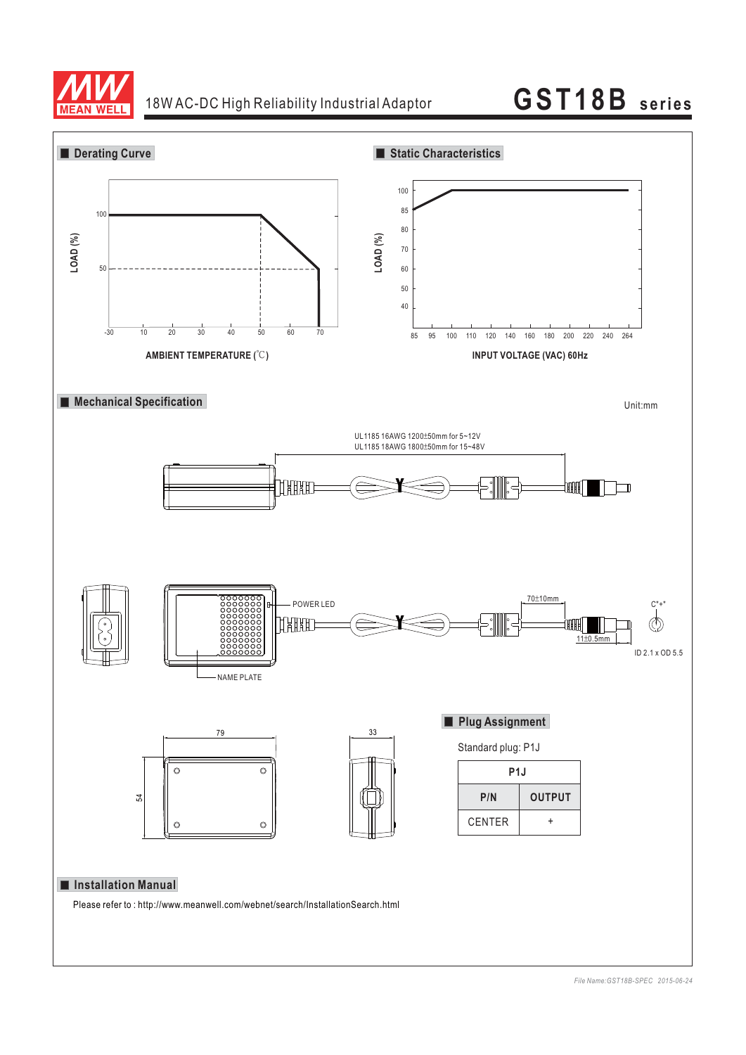18W AC-DC High Reliability Industrial Adaptor

# GST18B series

## Derating Curve

LOAD (%)

100

50

-30 10 20 30 40 50 60 70

AMBIENT TEMPERATURE (℃)

## Static Characteristics

LOAD (%)

100

85

80

70

60

50

40

85 95 100 110 120 140 160 180 200 220 240 264

INPUT VOLTAGE (VAC) 60Hz

## Mechanical Specification

Unit:mm

UL1185 16AWG 1200±50mm for 5~12V

UL1185 18AWG 1800±50mm for 15~48V

POWER LED

NAME PLATE

70±10mm

11±0.5mm

C"+"

ID 2.1 x OD 5.5

79

54

33

## Plug Assignment

Standard plug: P1J

| P1J | |
|---|---|
| P/N | OUTPUT |
| CENTER | + |

## Installation Manual

Please refer to : http://www.meanwell.com/webnet/search/InstallationSearch.html

*File Name:GST18B-SPEC 2015-06-24*